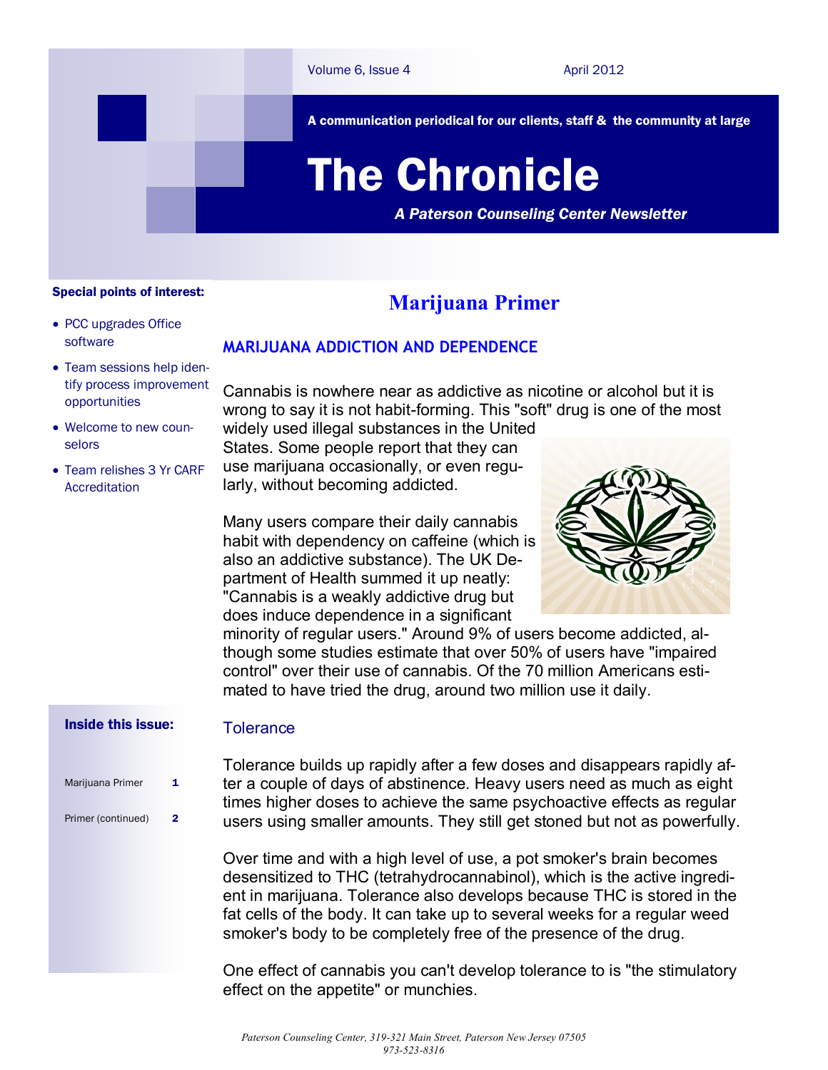# The Chronicle

*A Paterson Counseling Center Newsletter*

A communication periodical for our clients, staff & the community at large

Volume 6, Issue 4 — April 2012

**Special points of interest:**

- PCC upgrades Office software
- Team sessions help identify process improvement opportunities
- Welcome to new counselors
- Team relishes 3 Yr CARF Accreditation

**Inside this issue:**

| | |
|---|---|
| Marijuana Primer | 1 |
| Primer (continued) | 2 |

## Marijuana Primer

### MARIJUANA ADDICTION AND DEPENDENCE

Cannabis is nowhere near as addictive as nicotine or alcohol but it is wrong to say it is not habit-forming. This "soft" drug is one of the most widely used illegal substances in the United States. Some people report that they can use marijuana occasionally, or even regularly, without becoming addicted.

Many users compare their daily cannabis habit with dependency on caffeine (which is also an addictive substance). The UK Department of Health summed it up neatly: "Cannabis is a weakly addictive drug but does induce dependence in a significant minority of regular users." Around 9% of users become addicted, although some studies estimate that over 50% of users have "impaired control" over their use of cannabis. Of the 70 million Americans estimated to have tried the drug, around two million use it daily.

### Tolerance

Tolerance builds up rapidly after a few doses and disappears rapidly after a couple of days of abstinence. Heavy users need as much as eight times higher doses to achieve the same psychoactive effects as regular users using smaller amounts. They still get stoned but not as powerfully.

Over time and with a high level of use, a pot smoker's brain becomes desensitized to THC (tetrahydrocannabinol), which is the active ingredient in marijuana. Tolerance also develops because THC is stored in the fat cells of the body. It can take up to several weeks for a regular weed smoker's body to be completely free of the presence of the drug.

One effect of cannabis you can't develop tolerance to is "the stimulatory effect on the appetite" or munchies.

*Paterson Counseling Center, 319-321 Main Street, Paterson New Jersey 07505*
*973-523-8316*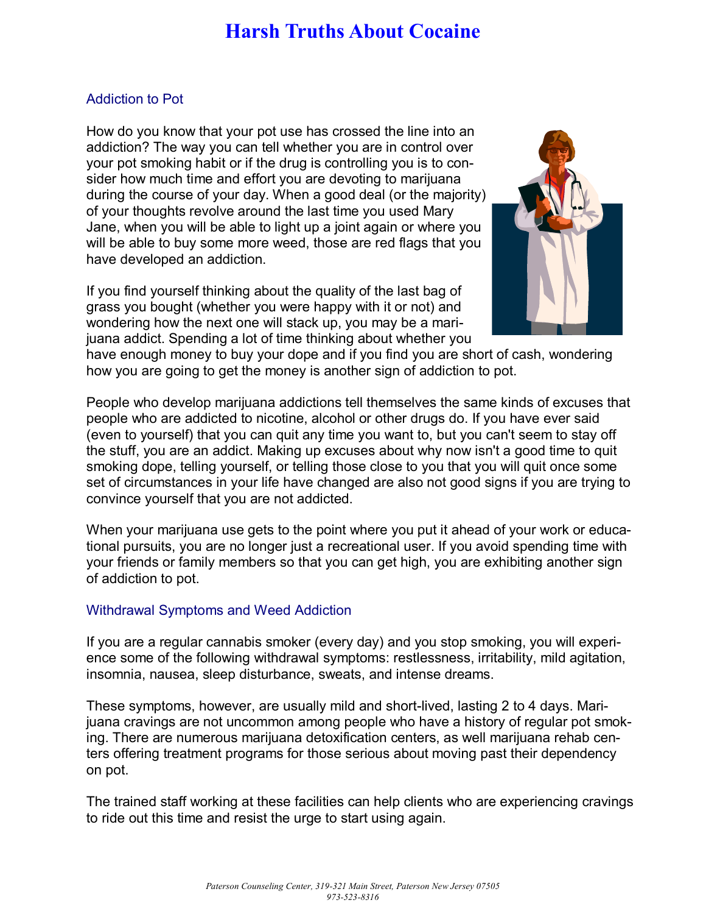# Harsh Truths About Cocaine

## Addiction to Pot

How do you know that your pot use has crossed the line into an addiction? The way you can tell whether you are in control over your pot smoking habit or if the drug is controlling you is to consider how much time and effort you are devoting to marijuana during the course of your day. When a good deal (or the majority) of your thoughts revolve around the last time you used Mary Jane, when you will be able to light up a joint again or where you will be able to buy some more weed, those are red flags that you have developed an addiction.

If you find yourself thinking about the quality of the last bag of grass you bought (whether you were happy with it or not) and wondering how the next one will stack up, you may be a marijuana addict. Spending a lot of time thinking about whether you have enough money to buy your dope and if you find you are short of cash, wondering how you are going to get the money is another sign of addiction to pot.

People who develop marijuana addictions tell themselves the same kinds of excuses that people who are addicted to nicotine, alcohol or other drugs do. If you have ever said (even to yourself) that you can quit any time you want to, but you can't seem to stay off the stuff, you are an addict. Making up excuses about why now isn't a good time to quit smoking dope, telling yourself, or telling those close to you that you will quit once some set of circumstances in your life have changed are also not good signs if you are trying to convince yourself that you are not addicted.

When your marijuana use gets to the point where you put it ahead of your work or educational pursuits, you are no longer just a recreational user. If you avoid spending time with your friends or family members so that you can get high, you are exhibiting another sign of addiction to pot.

## Withdrawal Symptoms and Weed Addiction

If you are a regular cannabis smoker (every day) and you stop smoking, you will experience some of the following withdrawal symptoms: restlessness, irritability, mild agitation, insomnia, nausea, sleep disturbance, sweats, and intense dreams.

These symptoms, however, are usually mild and short-lived, lasting 2 to 4 days. Marijuana cravings are not uncommon among people who have a history of regular pot smoking. There are numerous marijuana detoxification centers, as well marijuana rehab centers offering treatment programs for those serious about moving past their dependency on pot.

The trained staff working at these facilities can help clients who are experiencing cravings to ride out this time and resist the urge to start using again.

*Paterson Counseling Center, 319-321 Main Street, Paterson New Jersey 07505*
*973-523-8316*